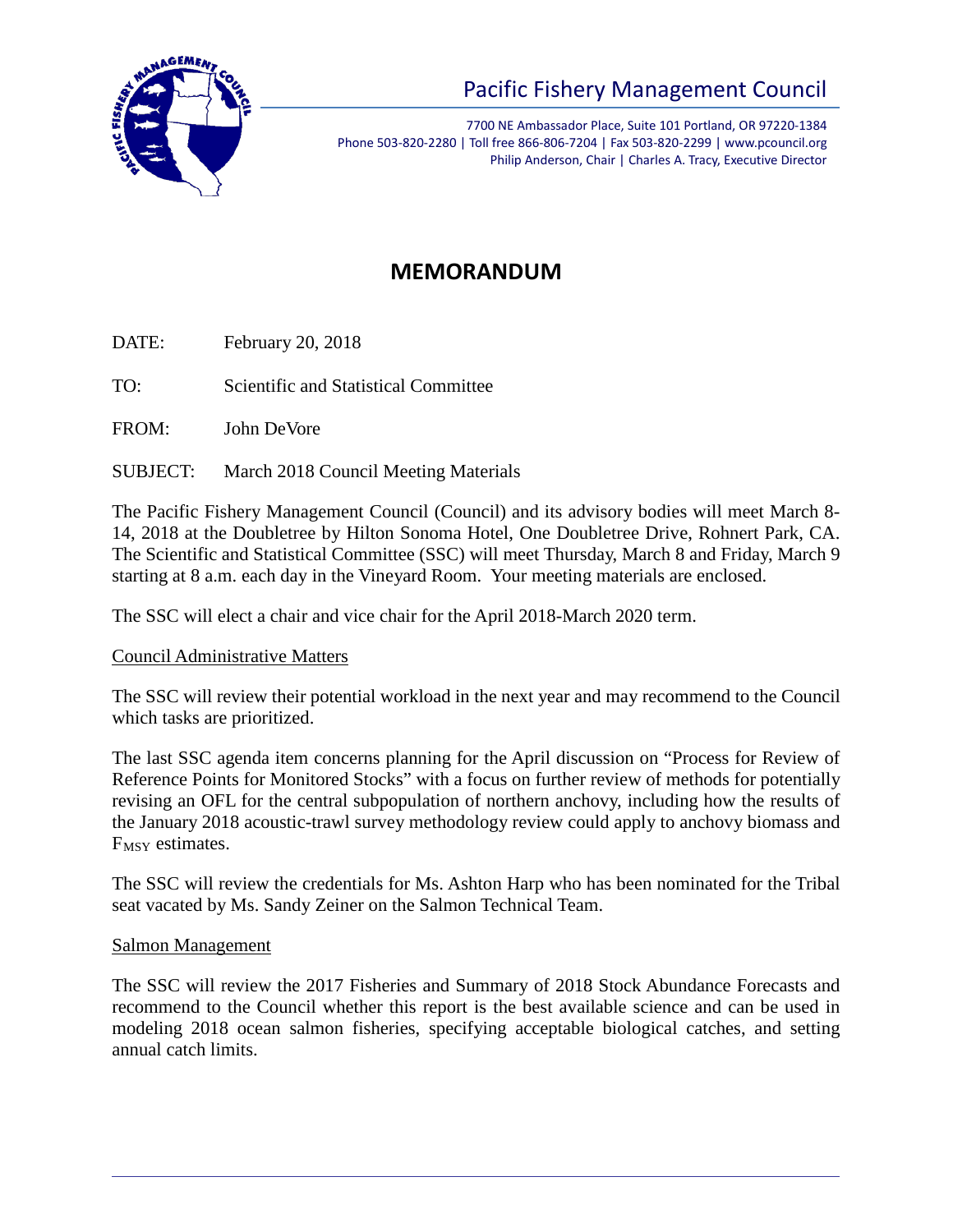# Pacific Fishery Management Council

7700 NE Ambassador Place, Suite 101 Portland, OR 97220-1384
Phone 503-820-2280 | Toll free 866-806-7204 | Fax 503-820-2299 | www.pcouncil.org
Philip Anderson, Chair | Charles A. Tracy, Executive Director

## MEMORANDUM

DATE: February 20, 2018

TO: Scientific and Statistical Committee

FROM: John DeVore

SUBJECT: March 2018 Council Meeting Materials

The Pacific Fishery Management Council (Council) and its advisory bodies will meet March 8-14, 2018 at the Doubletree by Hilton Sonoma Hotel, One Doubletree Drive, Rohnert Park, CA. The Scientific and Statistical Committee (SSC) will meet Thursday, March 8 and Friday, March 9 starting at 8 a.m. each day in the Vineyard Room. Your meeting materials are enclosed.

The SSC will elect a chair and vice chair for the April 2018-March 2020 term.

<u>Council Administrative Matters</u>

The SSC will review their potential workload in the next year and may recommend to the Council which tasks are prioritized.

The last SSC agenda item concerns planning for the April discussion on "Process for Review of Reference Points for Monitored Stocks" with a focus on further review of methods for potentially revising an OFL for the central subpopulation of northern anchovy, including how the results of the January 2018 acoustic-trawl survey methodology review could apply to anchovy biomass and $F_{MSY}$ estimates.

The SSC will review the credentials for Ms. Ashton Harp who has been nominated for the Tribal seat vacated by Ms. Sandy Zeiner on the Salmon Technical Team.

<u>Salmon Management</u>

The SSC will review the 2017 Fisheries and Summary of 2018 Stock Abundance Forecasts and recommend to the Council whether this report is the best available science and can be used in modeling 2018 ocean salmon fisheries, specifying acceptable biological catches, and setting annual catch limits.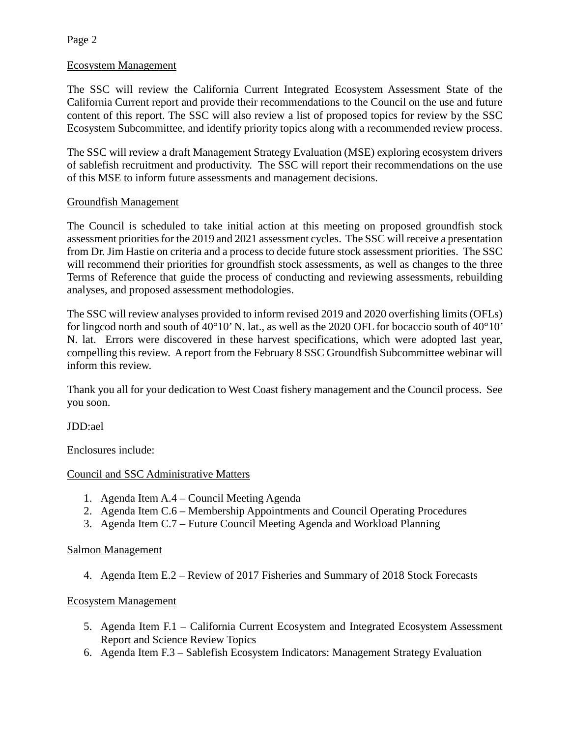Ecosystem Management

The SSC will review the California Current Integrated Ecosystem Assessment State of the California Current report and provide their recommendations to the Council on the use and future content of this report. The SSC will also review a list of proposed topics for review by the SSC Ecosystem Subcommittee, and identify priority topics along with a recommended review process.

The SSC will review a draft Management Strategy Evaluation (MSE) exploring ecosystem drivers of sablefish recruitment and productivity. The SSC will report their recommendations on the use of this MSE to inform future assessments and management decisions.

Groundfish Management

The Council is scheduled to take initial action at this meeting on proposed groundfish stock assessment priorities for the 2019 and 2021 assessment cycles. The SSC will receive a presentation from Dr. Jim Hastie on criteria and a process to decide future stock assessment priorities. The SSC will recommend their priorities for groundfish stock assessments, as well as changes to the three Terms of Reference that guide the process of conducting and reviewing assessments, rebuilding analyses, and proposed assessment methodologies.

The SSC will review analyses provided to inform revised 2019 and 2020 overfishing limits (OFLs) for lingcod north and south of 40°10' N. lat., as well as the 2020 OFL for bocaccio south of 40°10' N. lat. Errors were discovered in these harvest specifications, which were adopted last year, compelling this review. A report from the February 8 SSC Groundfish Subcommittee webinar will inform this review.

Thank you all for your dedication to West Coast fishery management and the Council process. See you soon.

JDD:ael

Enclosures include:

Council and SSC Administrative Matters

1. Agenda Item A.4 – Council Meeting Agenda
2. Agenda Item C.6 – Membership Appointments and Council Operating Procedures
3. Agenda Item C.7 – Future Council Meeting Agenda and Workload Planning

Salmon Management

4. Agenda Item E.2 – Review of 2017 Fisheries and Summary of 2018 Stock Forecasts

Ecosystem Management

5. Agenda Item F.1 – California Current Ecosystem and Integrated Ecosystem Assessment Report and Science Review Topics
6. Agenda Item F.3 – Sablefish Ecosystem Indicators: Management Strategy Evaluation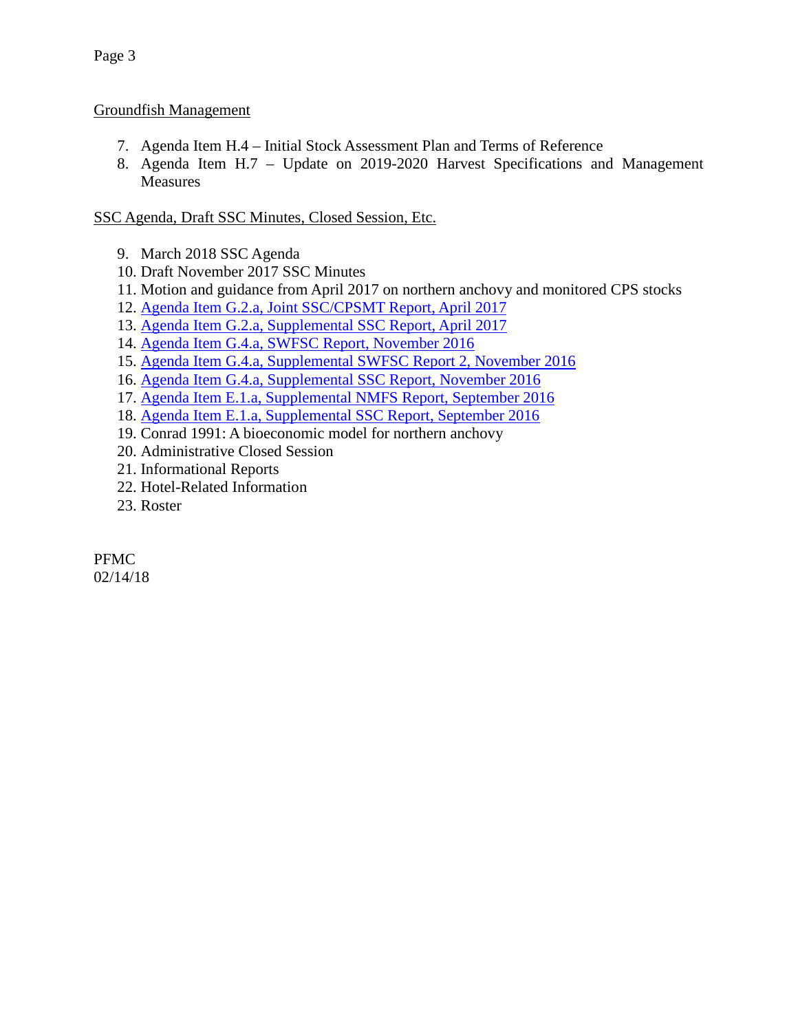Groundfish Management

7. Agenda Item H.4 – Initial Stock Assessment Plan and Terms of Reference
8. Agenda Item H.7 – Update on 2019-2020 Harvest Specifications and Management Measures

SSC Agenda, Draft SSC Minutes, Closed Session, Etc.

9. March 2018 SSC Agenda
10. Draft November 2017 SSC Minutes
11. Motion and guidance from April 2017 on northern anchovy and monitored CPS stocks
12. Agenda Item G.2.a, Joint SSC/CPSMT Report, April 2017
13. Agenda Item G.2.a, Supplemental SSC Report, April 2017
14. Agenda Item G.4.a, SWFSC Report, November 2016
15. Agenda Item G.4.a, Supplemental SWFSC Report 2, November 2016
16. Agenda Item G.4.a, Supplemental SSC Report, November 2016
17. Agenda Item E.1.a, Supplemental NMFS Report, September 2016
18. Agenda Item E.1.a, Supplemental SSC Report, September 2016
19. Conrad 1991: A bioeconomic model for northern anchovy
20. Administrative Closed Session
21. Informational Reports
22. Hotel-Related Information
23. Roster

PFMC
02/14/18